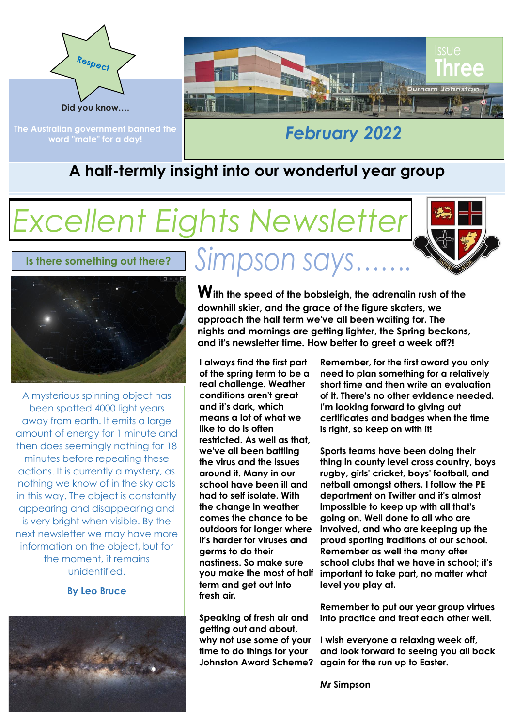Respect

Did you know….

The Australian government banned the word "mate" for a day!

Issue Three

Durham Johnston

## February 2022

### A half-termly insight into our wonderful year group

# Excellent Eights Newsletter

## Simpson says…….

**With the speed of the bobsleigh, the adrenalin rush of the downhill skier, and the grace of the figure skaters, we approach the half term we've all been waiting for. The nights and mornings are getting lighter, the Spring beckons, and it's newsletter time. How better to greet a week off?!**

**I always find the first part of the spring term to be a real challenge. Weather conditions aren't great and it's dark, which means a lot of what we like to do is often restricted. As well as that, we've all been battling the virus and the issues around it. Many in our school have been ill and had to self isolate. With the change in weather comes the chance to be outdoors for longer where it's harder for viruses and germs to do their nastiness. So make sure you make the most of half term and get out into fresh air.**

**Speaking of fresh air and getting out and about, why not use some of your time to do things for your Johnston Award Scheme?**

**Remember, for the first award you only need to plan something for a relatively short time and then write an evaluation of it. There's no other evidence needed. I'm looking forward to giving out certificates and badges when the time is right, so keep on with it!**

**Sports teams have been doing their thing in county level cross country, boys rugby, girls' cricket, boys' football, and netball amongst others. I follow the PE department on Twitter and it's almost impossible to keep up with all that's going on. Well done to all who are involved, and who are keeping up the proud sporting traditions of our school. Remember as well the many after school clubs that we have in school; it's important to take part, no matter what level you play at.**

**Remember to put our year group virtues into practice and treat each other well.**

**I wish everyone a relaxing week off, and look forward to seeing you all back again for the run up to Easter.**

**Mr Simpson**

### Is there something out there?

A mysterious spinning object has been spotted 4000 light years away from earth. It emits a large amount of energy for 1 minute and then does seemingly nothing for 18 minutes before repeating these actions. It is currently a mystery, as nothing we know of in the sky acts in this way. The object is constantly appearing and disappearing and is very bright when visible. By the next newsletter we may have more information on the object, but for the moment, it remains unidentified.

**By Leo Bruce**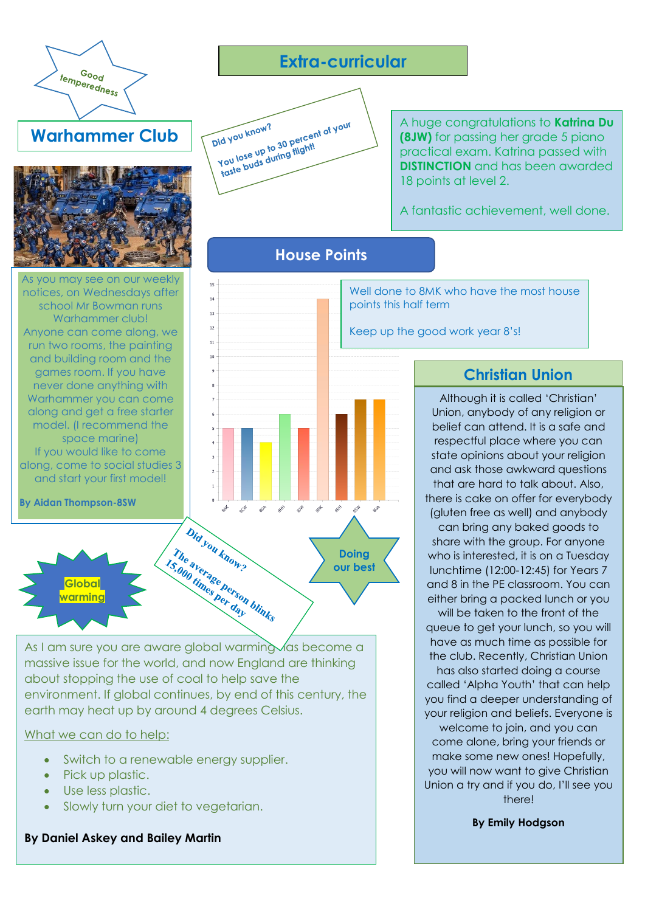Good temperedness

## Warhammer Club

As you may see on our weekly notices, on Wednesdays after school Mr Bowman runs Warhammer club! Anyone can come along, we run two rooms, the painting and building room and the games room. If you have never done anything with Warhammer you can come along and get a free starter model. (I recommend the space marine) If you would like to come along, come to social studies 3 and start your first model!

**By Aidan Thompson-8SW**

# Extra-curricular

Did you know? You lose up to 30 percent of your taste buds during flight!

A huge congratulations to **Katrina Du (8JW)** for passing her grade 5 piano practical exam. Katrina passed with **DISTINCTION** and has been awarded 18 points at level 2.

A fantastic achievement, well done.

## House Points

15
14
13
12
11
10
9
8
7
6
5
4
3
2
1
0

8MK 8CW 8DA 8HH 8JW 8MK 8RH 8SW 8SA

Well done to 8MK who have the most house points this half term

Keep up the good work year 8's!

Doing our best

## Christian Union

Although it is called 'Christian' Union, anybody of any religion or belief can attend. It is a safe and respectful place where you can state opinions about your religion and ask those awkward questions that are hard to talk about. Also, there is cake on offer for everybody (gluten free as well) and anybody can bring any baked goods to share with the group. For anyone who is interested, it is on a Tuesday lunchtime (12:00-12:45) for Years 7 and 8 in the PE classroom. You can either bring a packed lunch or you will be taken to the front of the queue to get your lunch, so you will have as much time as possible for the club. Recently, Christian Union has also started doing a course called 'Alpha Youth' that can help you find a deeper understanding of your religion and beliefs. Everyone is welcome to join, and you can come alone, bring your friends or make some new ones! Hopefully, you will now want to give Christian Union a try and if you do, I'll see you there!

**By Emily Hodgson**

## Global warming

Did you know? The average person blinks 15,000 times per day

As I am sure you are aware global warming has become a massive issue for the world, and now England are thinking about stopping the use of coal to help save the environment. If global continues, by end of this century, the earth may heat up by around 4 degrees Celsius.

What we can do to help:

- Switch to a renewable energy supplier.
- Pick up plastic.
- Use less plastic.
- Slowly turn your diet to vegetarian.

**By Daniel Askey and Bailey Martin**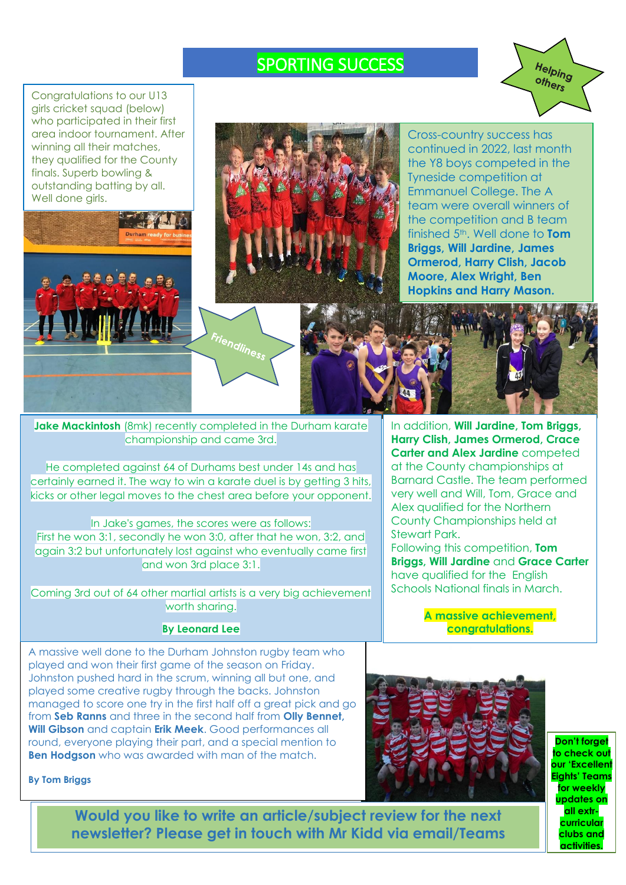# SPORTING SUCCESS

Helping others

Congratulations to our U13 girls cricket squad (below) who participated in their first area indoor tournament. After winning all their matches, they qualified for the County finals. Superb bowling & outstanding batting by all. Well done girls.

Cross-country success has continued in 2022, last month the Y8 boys competed in the Tyneside competition at Emmanuel College. The A team were overall winners of the competition and B team finished 5th. Well done to **Tom Briggs, Will Jardine, James Ormerod, Harry Clish, Jacob Moore, Alex Wright, Ben Hopkins and Harry Mason.**

Friendliness

**Jake Mackintosh** (8mk) recently completed in the Durham karate championship and came 3rd.

He completed against 64 of Durhams best under 14s and has certainly earned it. The way to win a karate duel is by getting 3 hits, kicks or other legal moves to the chest area before your opponent.

In Jake's games, the scores were as follows:
First he won 3:1, secondly he won 3:0, after that he won, 3:2, and again 3:2 but unfortunately lost against who eventually came first and won 3rd place 3:1.

Coming 3rd out of 64 other martial artists is a very big achievement worth sharing.

**By Leonard Lee**

In addition, **Will Jardine, Tom Briggs, Harry Clish, James Ormerod, Grace Carter and Alex Jardine** competed at the County championships at Barnard Castle. The team performed very well and Will, Tom, Grace and Alex qualified for the Northern County Championships held at Stewart Park.
Following this competition, **Tom Briggs, Will Jardine** and **Grace Carter** have qualified for the English Schools National finals in March.

**A massive achievement, congratulations.**

A massive well done to the Durham Johnston rugby team who played and won their first game of the season on Friday. Johnston pushed hard in the scrum, winning all but one, and played some creative rugby through the backs. Johnston managed to score one try in the first half off a great pick and go from **Seb Ranns** and three in the second half from **Olly Bennet, Will Gibson** and captain **Erik Meek**. Good performances all round, everyone playing their part, and a special mention to **Ben Hodgson** who was awarded with man of the match.

**By Tom Briggs**

**Don't forget to check out our 'Excellent Eights' Teams for weekly updates on all extr-curricular clubs and activities.**

**Would you like to write an article/subject review for the next newsletter? Please get in touch with Mr Kidd via email/Teams**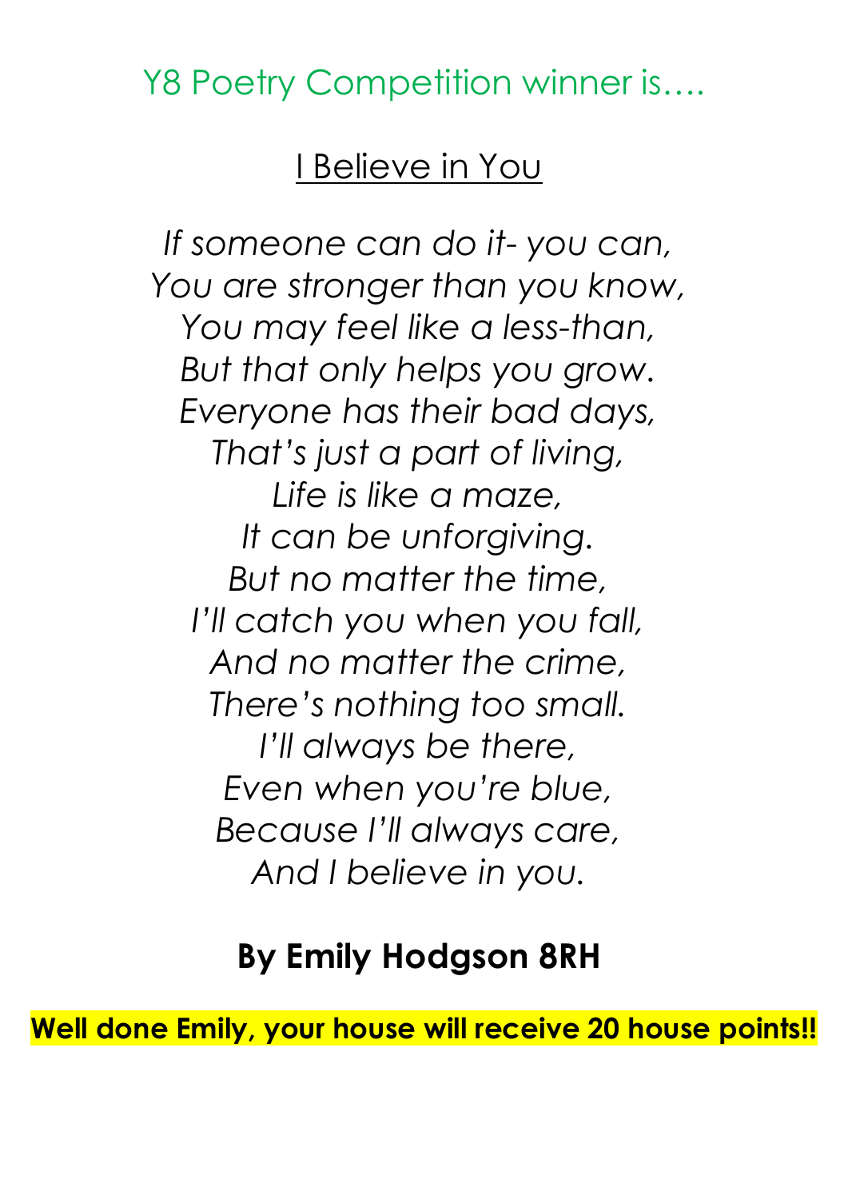Y8 Poetry Competition winner is….

## I Believe in You

*If someone can do it- you can,*
*You are stronger than you know,*
*You may feel like a less-than,*
*But that only helps you grow.*
*Everyone has their bad days,*
*That's just a part of living,*
*Life is like a maze,*
*It can be unforgiving.*
*But no matter the time,*
*I'll catch you when you fall,*
*And no matter the crime,*
*There's nothing too small.*
*I'll always be there,*
*Even when you're blue,*
*Because I'll always care,*
*And I believe in you.*

**By Emily Hodgson 8RH**

**Well done Emily, your house will receive 20 house points!!**